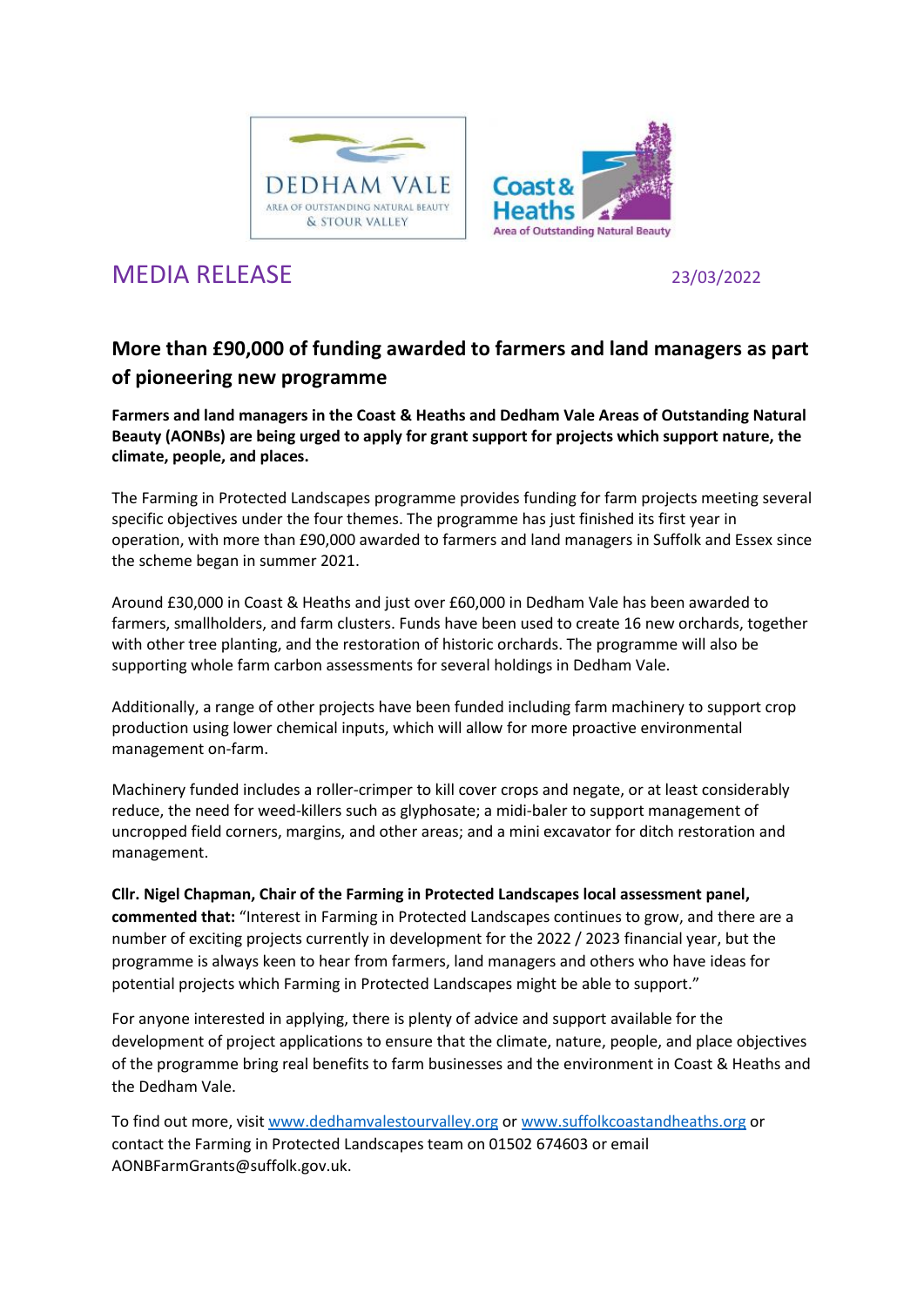DEDHAM VALE
AREA OF OUTSTANDING NATURAL BEAUTY
& STOUR VALLEY

Coast & Heaths
Area of Outstanding Natural Beauty

# MEDIA RELEASE

23/03/2022

## More than £90,000 of funding awarded to farmers and land managers as part of pioneering new programme

**Farmers and land managers in the Coast & Heaths and Dedham Vale Areas of Outstanding Natural Beauty (AONBs) are being urged to apply for grant support for projects which support nature, the climate, people, and places.**

The Farming in Protected Landscapes programme provides funding for farm projects meeting several specific objectives under the four themes. The programme has just finished its first year in operation, with more than £90,000 awarded to farmers and land managers in Suffolk and Essex since the scheme began in summer 2021.

Around £30,000 in Coast & Heaths and just over £60,000 in Dedham Vale has been awarded to farmers, smallholders, and farm clusters. Funds have been used to create 16 new orchards, together with other tree planting, and the restoration of historic orchards. The programme will also be supporting whole farm carbon assessments for several holdings in Dedham Vale.

Additionally, a range of other projects have been funded including farm machinery to support crop production using lower chemical inputs, which will allow for more proactive environmental management on-farm.

Machinery funded includes a roller-crimper to kill cover crops and negate, or at least considerably reduce, the need for weed-killers such as glyphosate; a midi-baler to support management of uncropped field corners, margins, and other areas; and a mini excavator for ditch restoration and management.

**Cllr. Nigel Chapman, Chair of the Farming in Protected Landscapes local assessment panel, commented that:** "Interest in Farming in Protected Landscapes continues to grow, and there are a number of exciting projects currently in development for the 2022 / 2023 financial year, but the programme is always keen to hear from farmers, land managers and others who have ideas for potential projects which Farming in Protected Landscapes might be able to support."

For anyone interested in applying, there is plenty of advice and support available for the development of project applications to ensure that the climate, nature, people, and place objectives of the programme bring real benefits to farm businesses and the environment in Coast & Heaths and the Dedham Vale.

To find out more, visit [www.dedhamvalestourvalley.org](http://www.dedhamvalestourvalley.org) or [www.suffolkcoastandheaths.org](http://www.suffolkcoastandheaths.org) or contact the Farming in Protected Landscapes team on 01502 674603 or email AONBFarmGrants@suffolk.gov.uk.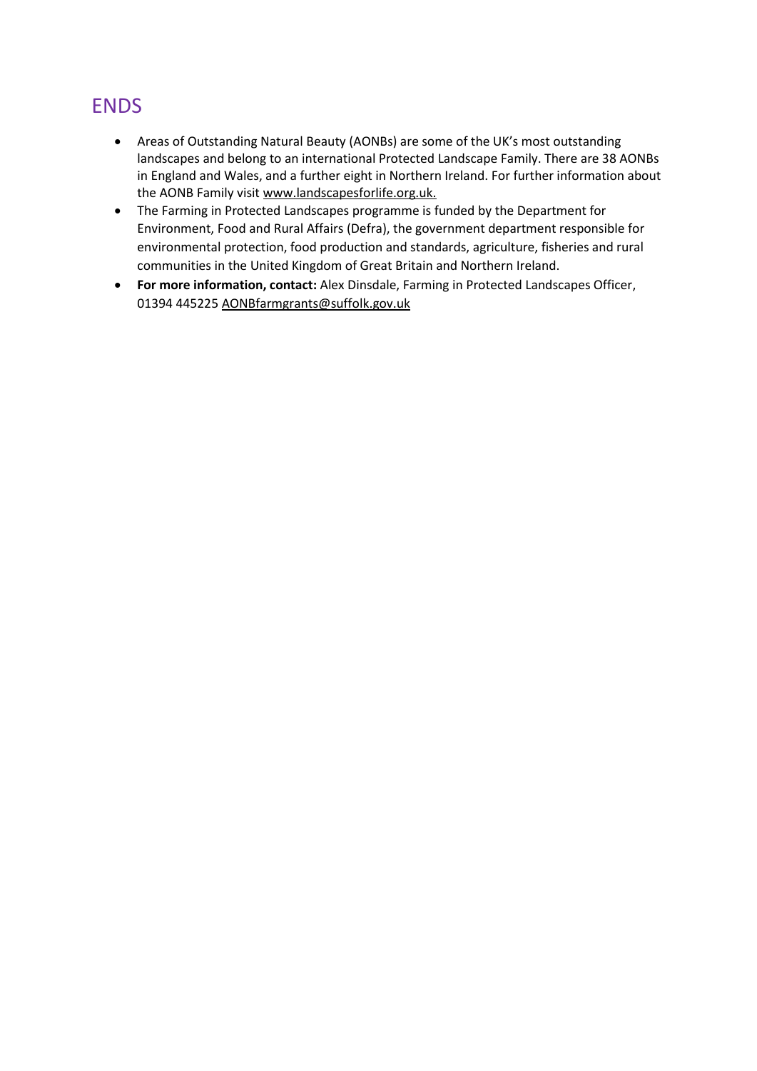## ENDS

- Areas of Outstanding Natural Beauty (AONBs) are some of the UK's most outstanding landscapes and belong to an international Protected Landscape Family. There are 38 AONBs in England and Wales, and a further eight in Northern Ireland. For further information about the AONB Family visit www.landscapesforlife.org.uk.
- The Farming in Protected Landscapes programme is funded by the Department for Environment, Food and Rural Affairs (Defra), the government department responsible for environmental protection, food production and standards, agriculture, fisheries and rural communities in the United Kingdom of Great Britain and Northern Ireland.
- **For more information, contact:** Alex Dinsdale, Farming in Protected Landscapes Officer, 01394 445225 AONBfarmgrants@suffolk.gov.uk